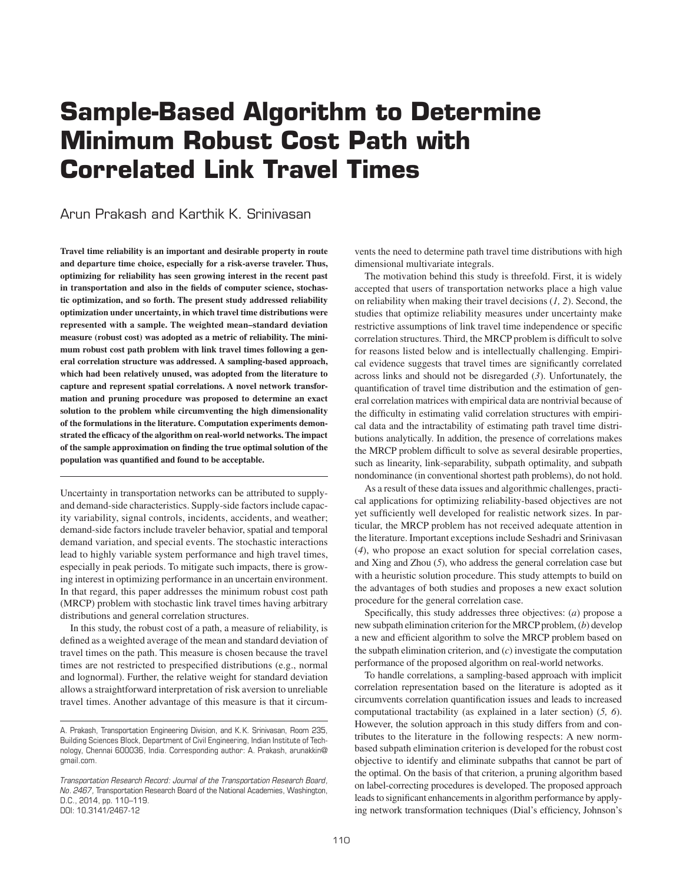# Sample-Based Algorithm to Determine Minimum Robust Cost Path with Correlated Link Travel Times

Arun Prakash and Karthik K. Srinivasan

**Travel time reliability is an important and desirable property in route and departure time choice, especially for a risk-averse traveler. Thus, optimizing for reliability has seen growing interest in the recent past in transportation and also in the fields of computer science, stochastic optimization, and so forth. The present study addressed reliability optimization under uncertainty, in which travel time distributions were represented with a sample. The weighted mean–standard deviation measure (robust cost) was adopted as a metric of reliability. The minimum robust cost path problem with link travel times following a general correlation structure was addressed. A sampling-based approach, which had been relatively unused, was adopted from the literature to capture and represent spatial correlations. A novel network transformation and pruning procedure was proposed to determine an exact solution to the problem while circumventing the high dimensionality of the formulations in the literature. Computation experiments demonstrated the efficacy of the algorithm on real-world networks. The impact of the sample approximation on finding the true optimal solution of the population was quantified and found to be acceptable.**

Uncertainty in transportation networks can be attributed to supply- and demand-side characteristics. Supply-side factors include capacity variability, signal controls, incidents, accidents, and weather; demand-side factors include traveler behavior, spatial and temporal demand variation, and special events. The stochastic interactions lead to highly variable system performance and high travel times, especially in peak periods. To mitigate such impacts, there is growing interest in optimizing performance in an uncertain environment. In that regard, this paper addresses the minimum robust cost path (MRCP) problem with stochastic link travel times having arbitrary distributions and general correlation structures.

In this study, the robust cost of a path, a measure of reliability, is defined as a weighted average of the mean and standard deviation of travel times on the path. This measure is chosen because the travel times are not restricted to prespecified distributions (e.g., normal and lognormal). Further, the relative weight for standard deviation allows a straightforward interpretation of risk aversion to unreliable travel times. Another advantage of this measure is that it circumvents the need to determine path travel time distributions with high dimensional multivariate integrals.

The motivation behind this study is threefold. First, it is widely accepted that users of transportation networks place a high value on reliability when making their travel decisions (*1, 2*). Second, the studies that optimize reliability measures under uncertainty make restrictive assumptions of link travel time independence or specific correlation structures. Third, the MRCP problem is difficult to solve for reasons listed below and is intellectually challenging. Empirical evidence suggests that travel times are significantly correlated across links and should not be disregarded (*3*). Unfortunately, the quantification of travel time distribution and the estimation of general correlation matrices with empirical data are nontrivial because of the difficulty in estimating valid correlation structures with empirical data and the intractability of estimating path travel time distributions analytically. In addition, the presence of correlations makes the MRCP problem difficult to solve as several desirable properties, such as linearity, link-separability, subpath optimality, and subpath nondominance (in conventional shortest path problems), do not hold.

As a result of these data issues and algorithmic challenges, practical applications for optimizing reliability-based objectives are not yet sufficiently well developed for realistic network sizes. In particular, the MRCP problem has not received adequate attention in the literature. Important exceptions include Seshadri and Srinivasan (*4*), who propose an exact solution for special correlation cases, and Xing and Zhou (*5*), who address the general correlation case but with a heuristic solution procedure. This study attempts to build on the advantages of both studies and proposes a new exact solution procedure for the general correlation case.

Specifically, this study addresses three objectives: (*a*) propose a new subpath elimination criterion for the MRCP problem, (*b*) develop a new and efficient algorithm to solve the MRCP problem based on the subpath elimination criterion, and (*c*) investigate the computation performance of the proposed algorithm on real-world networks.

To handle correlations, a sampling-based approach with implicit correlation representation based on the literature is adopted as it circumvents correlation quantification issues and leads to increased computational tractability (as explained in a later section) (*5, 6*). However, the solution approach in this study differs from and contributes to the literature in the following respects: A new norm-based subpath elimination criterion is developed for the robust cost objective to identify and eliminate subpaths that cannot be part of the optimal. On the basis of that criterion, a pruning algorithm based on label-correcting procedures is developed. The proposed approach leads to significant enhancements in algorithm performance by applying network transformation techniques (Dial's efficiency, Johnson's

---

A. Prakash, Transportation Engineering Division, and K.K. Srinivasan, Room 235, Building Sciences Block, Department of Civil Engineering, Indian Institute of Technology, Chennai 600036, India. Corresponding author: A. Prakash, arunakkin@gmail.com.

*Transportation Research Record: Journal of the Transportation Research Board, No. 2467*, Transportation Research Board of the National Academies, Washington, D.C., 2014, pp. 110–119.
DOI: 10.3141/2467-12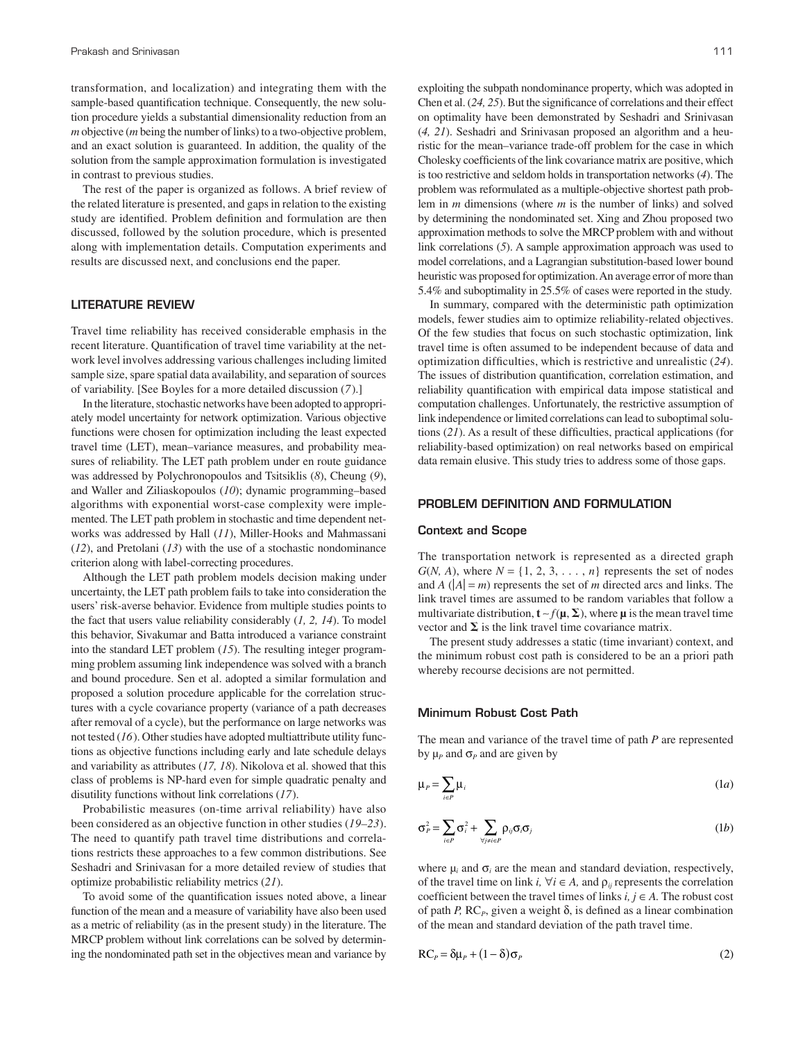transformation, and localization) and integrating them with the sample-based quantification technique. Consequently, the new solution procedure yields a substantial dimensionality reduction from an *m* objective (*m* being the number of links) to a two-objective problem, and an exact solution is guaranteed. In addition, the quality of the solution from the sample approximation formulation is investigated in contrast to previous studies.

The rest of the paper is organized as follows. A brief review of the related literature is presented, and gaps in relation to the existing study are identified. Problem definition and formulation are then discussed, followed by the solution procedure, which is presented along with implementation details. Computation experiments and results are discussed next, and conclusions end the paper.

## LITERATURE REVIEW

Travel time reliability has received considerable emphasis in the recent literature. Quantification of travel time variability at the network level involves addressing various challenges including limited sample size, spare spatial data availability, and separation of sources of variability. [See Boyles for a more detailed discussion (*7*).]

In the literature, stochastic networks have been adopted to appropriately model uncertainty for network optimization. Various objective functions were chosen for optimization including the least expected travel time (LET), mean–variance measures, and probability measures of reliability. The LET path problem under en route guidance was addressed by Polychronopoulos and Tsitsiklis (*8*), Cheung (*9*), and Waller and Ziliaskopoulos (*10*); dynamic programming–based algorithms with exponential worst-case complexity were implemented. The LET path problem in stochastic and time dependent networks was addressed by Hall (*11*), Miller-Hooks and Mahmassani (*12*), and Pretolani (*13*) with the use of a stochastic nondominance criterion along with label-correcting procedures.

Although the LET path problem models decision making under uncertainty, the LET path problem fails to take into consideration the users' risk-averse behavior. Evidence from multiple studies points to the fact that users value reliability considerably (*1, 2, 14*). To model this behavior, Sivakumar and Batta introduced a variance constraint into the standard LET problem (*15*). The resulting integer programming problem assuming link independence was solved with a branch and bound procedure. Sen et al. adopted a similar formulation and proposed a solution procedure applicable for the correlation structures with a cycle covariance property (variance of a path decreases after removal of a cycle), but the performance on large networks was not tested (*16*). Other studies have adopted multiattribute utility functions as objective functions including early and late schedule delays and variability as attributes (*17, 18*). Nikolova et al. showed that this class of problems is NP-hard even for simple quadratic penalty and disutility functions without link correlations (*17*).

Probabilistic measures (on-time arrival reliability) have also been considered as an objective function in other studies (*19–23*). The need to quantify path travel time distributions and correlations restricts these approaches to a few common distributions. See Seshadri and Srinivasan for a more detailed review of studies that optimize probabilistic reliability metrics (*21*).

To avoid some of the quantification issues noted above, a linear function of the mean and a measure of variability have also been used as a metric of reliability (as in the present study) in the literature. The MRCP problem without link correlations can be solved by determining the nondominated path set in the objectives mean and variance by exploiting the subpath nondominance property, which was adopted in Chen et al. (*24, 25*). But the significance of correlations and their effect on optimality have been demonstrated by Seshadri and Srinivasan (*4, 21*). Seshadri and Srinivasan proposed an algorithm and a heuristic for the mean–variance trade-off problem for the case in which Cholesky coefficients of the link covariance matrix are positive, which is too restrictive and seldom holds in transportation networks (*4*). The problem was reformulated as a multiple-objective shortest path problem in *m* dimensions (where *m* is the number of links) and solved by determining the nondominated set. Xing and Zhou proposed two approximation methods to solve the MRCP problem with and without link correlations (*5*). A sample approximation approach was used to model correlations, and a Lagrangian substitution-based lower bound heuristic was proposed for optimization. An average error of more than 5.4% and suboptimality in 25.5% of cases were reported in the study.

In summary, compared with the deterministic path optimization models, fewer studies aim to optimize reliability-related objectives. Of the few studies that focus on such stochastic optimization, link travel time is often assumed to be independent because of data and optimization difficulties, which is restrictive and unrealistic (*24*). The issues of distribution quantification, correlation estimation, and reliability quantification with empirical data impose statistical and computation challenges. Unfortunately, the restrictive assumption of link independence or limited correlations can lead to suboptimal solutions (*21*). As a result of these difficulties, practical applications (for reliability-based optimization) on real networks based on empirical data remain elusive. This study tries to address some of those gaps.

## PROBLEM DEFINITION AND FORMULATION

### Context and Scope

The transportation network is represented as a directed graph $G(N, A)$, where $N = \{1, 2, 3, \ldots, n\}$ represents the set of nodes and $A$ ($|A| = m$) represents the set of $m$ directed arcs and links. The link travel times are assumed to be random variables that follow a multivariate distribution, $\mathbf{t} \sim f(\boldsymbol{\mu}, \boldsymbol{\Sigma})$, where $\boldsymbol{\mu}$ is the mean travel time vector and $\boldsymbol{\Sigma}$ is the link travel time covariance matrix.

The present study addresses a static (time invariant) context, and the minimum robust cost path is considered to be an a priori path whereby recourse decisions are not permitted.

### Minimum Robust Cost Path

The mean and variance of the travel time of path $P$ are represented by $\mu_P$ and $\sigma_P$ and are given by

$$\mu_P = \sum_{i \in P} \mu_i \tag{1a}$$

$$\sigma_P^2 = \sum_{i \in P} \sigma_i^2 + \sum_{\forall j \neq i \in P} \rho_{ij} \sigma_i \sigma_j \tag{1b}$$

where $\mu_i$ and $\sigma_i$ are the mean and standard deviation, respectively, of the travel time on link $i$, $\forall i \in A$, and $\rho_{ij}$ represents the correlation coefficient between the travel times of links $i, j \in A$. The robust cost of path $P$, $\text{RC}_P$, given a weight $\delta$, is defined as a linear combination of the mean and standard deviation of the path travel time.

$$\text{RC}_P = \delta \mu_P + (1 - \delta) \sigma_P \tag{2}$$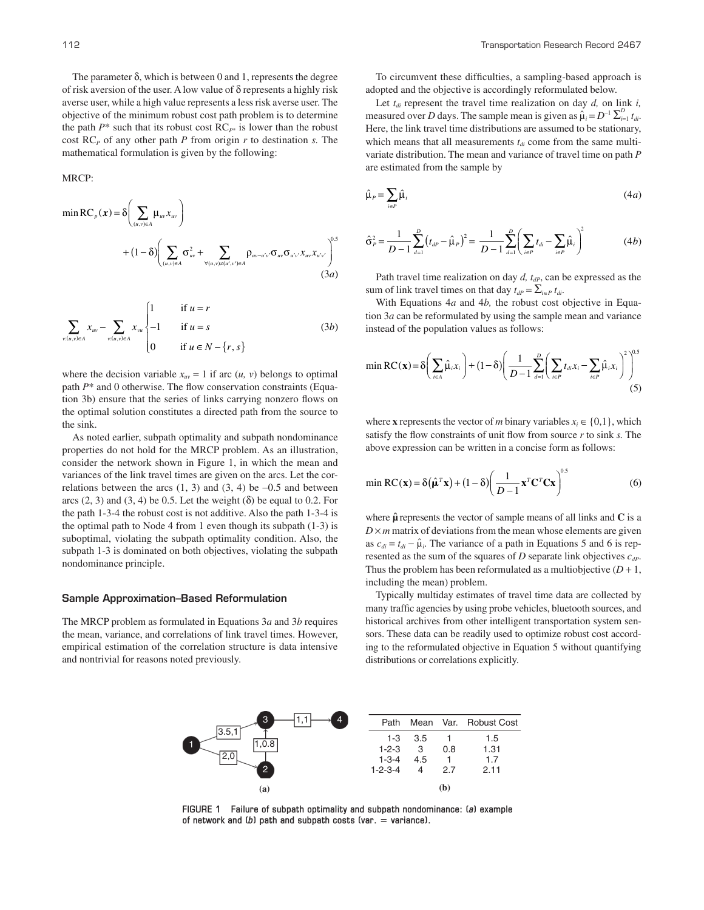The parameter δ, which is between 0 and 1, represents the degree of risk aversion of the user. A low value of δ represents a highly risk averse user, while a high value represents a less risk averse user. The objective of the minimum robust cost path problem is to determine the path $P^*$ such that its robust cost $RC_{P^*}$ is lower than the robust cost $RC_P$ of any other path $P$ from origin $r$ to destination $s$. The mathematical formulation is given by the following:

MRCP:

$$\min \mathrm{RC}_p(\boldsymbol{x}) = \delta\left(\sum_{(u,v)\in A} \mu_{uv} x_{uv}\right) + (1-\delta)\left(\sum_{(u,v)\in A} \sigma_{uv}^2 + \sum_{\forall (u,v)\neq(u',v')\in A} \rho_{uv-u'v'}\sigma_{uv}\sigma_{u'v'} x_{uv} x_{u'v'}\right)^{0.5} \tag{3a}$$

$$\sum_{v:(u,v)\in A} x_{uv} - \sum_{v:(u,v)\in A} x_{vu} \begin{cases} 1 & \text{if } u = r \\ -1 & \text{if } u = s \\ 0 & \text{if } u \in N - \{r, s\} \end{cases} \tag{3b}$$

where the decision variable $x_{uv} = 1$ if arc $(u, v)$ belongs to optimal path $P^*$ and 0 otherwise. The flow conservation constraints (Equation 3b) ensure that the series of links carrying nonzero flows on the optimal solution constitutes a directed path from the source to the sink.

As noted earlier, subpath optimality and subpath nondominance properties do not hold for the MRCP problem. As an illustration, consider the network shown in Figure 1, in which the mean and variances of the link travel times are given on the arcs. Let the correlations between the arcs (1, 3) and (3, 4) be −0.5 and between arcs (2, 3) and (3, 4) be 0.5. Let the weight (δ) be equal to 0.2. For the path 1-3-4 the robust cost is not additive. Also the path 1-3-4 is the optimal path to Node 4 from 1 even though its subpath (1-3) is suboptimal, violating the subpath optimality condition. Also, the subpath 1-3 is dominated on both objectives, violating the subpath nondominance principle.

### Sample Approximation–Based Reformulation

The MRCP problem as formulated in Equations 3*a* and 3*b* requires the mean, variance, and correlations of link travel times. However, empirical estimation of the correlation structure is data intensive and nontrivial for reasons noted previously.

To circumvent these difficulties, a sampling-based approach is adopted and the objective is accordingly reformulated below.

Let $t_{di}$ represent the travel time realization on day $d$, on link $i$, measured over $D$ days. The sample mean is given as $\hat{\mu}_i = D^{-1}\sum_{i=1}^{D} t_{di}$. Here, the link travel time distributions are assumed to be stationary, which means that all measurements $t_{di}$ come from the same multivariate distribution. The mean and variance of travel time on path $P$ are estimated from the sample by

$$\hat{\mu}_P = \sum_{i\in P} \hat{\mu}_i \tag{4a}$$

$$\hat{\sigma}_P^2 = \frac{1}{D-1}\sum_{d=1}^{D}\left(t_{dP} - \hat{\mu}_P\right)^2 = \frac{1}{D-1}\sum_{d=1}^{D}\left(\sum_{i\in P} t_{di} - \sum_{i\in P}\hat{\mu}_i\right)^2 \tag{4b}$$

Path travel time realization on day $d$, $t_{dP}$, can be expressed as the sum of link travel times on that day $t_{dP} = \sum_{i\in P} t_{di}$.

With Equations 4*a* and 4*b*, the robust cost objective in Equation 3*a* can be reformulated by using the sample mean and variance instead of the population values as follows:

$$\min \mathrm{RC}(\mathbf{x}) = \delta\left(\sum_{i\in A}\hat{\mu}_i x_i\right) + (1-\delta)\left(\frac{1}{D-1}\sum_{d=1}^{D}\left(\sum_{i\in P} t_{di}x_i - \sum_{i\in P}\hat{\mu}_i x_i\right)^2\right)^{0.5} \tag{5}$$

where $\mathbf{x}$ represents the vector of $m$ binary variables $x_i \in \{0,1\}$, which satisfy the flow constraints of unit flow from source $r$ to sink $s$. The above expression can be written in a concise form as follows:

$$\min \mathrm{RC}(\mathbf{x}) = \delta\left(\hat{\boldsymbol{\mu}}^T\mathbf{x}\right) + (1-\delta)\left(\frac{1}{D-1}\mathbf{x}^T\mathbf{C}^T\mathbf{C}\mathbf{x}\right)^{0.5} \tag{6}$$

where $\hat{\boldsymbol{\mu}}$ represents the vector of sample means of all links and $\mathbf{C}$ is a $D \times m$ matrix of deviations from the mean whose elements are given as $c_{di} = t_{di} - \hat{\mu}_i$. The variance of a path in Equations 5 and 6 is represented as the sum of the squares of $D$ separate link objectives $c_{dP}$. Thus the problem has been reformulated as a multiobjective ($D + 1$, including the mean) problem.

Typically multiday estimates of travel time data are collected by many traffic agencies by using probe vehicles, bluetooth sources, and historical archives from other intelligent transportation system sensors. These data can be readily used to optimize robust cost according to the reformulated objective in Equation 5 without quantifying distributions or correlations explicitly.

(a) Network: nodes 1, 2, 3, 4; arcs 1→3 [3.5,1], 1→2 [2,0], 2→3 [1,0.8], 3→4 [1,1].

(b)

| Path | Mean | Var. | Robust Cost |
|---|---|---|---|
| 1-3 | 3.5 | 1 | 1.5 |
| 1-2-3 | 3 | 0.8 | 1.31 |
| 1-3-4 | 4.5 | 1 | 1.7 |
| 1-2-3-4 | 4 | 2.7 | 2.11 |

FIGURE 1 Failure of subpath optimality and subpath nondominance: (*a*) example of network and (*b*) path and subpath costs (var. = variance).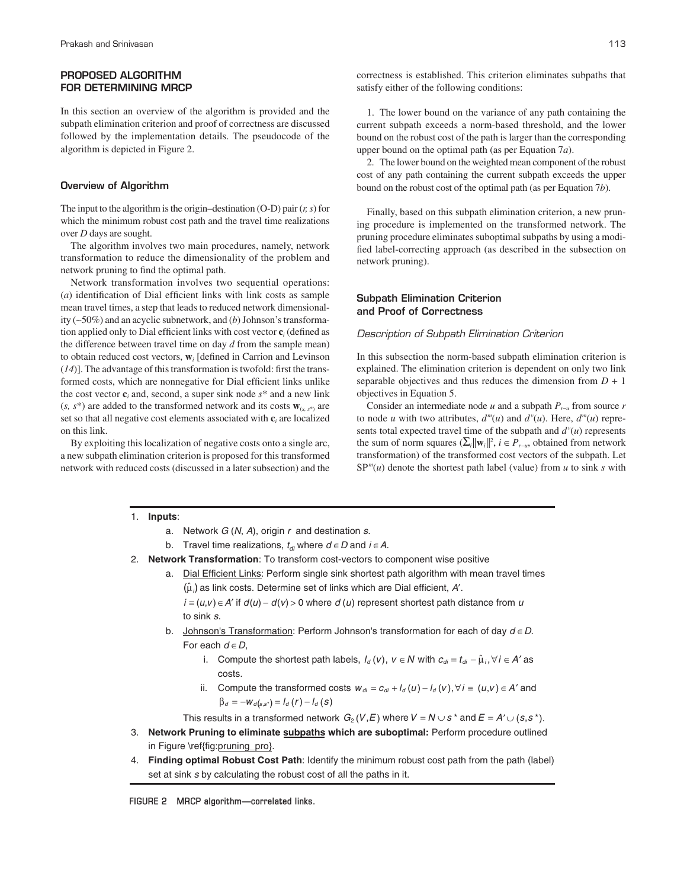## PROPOSED ALGORITHM FOR DETERMINING MRCP

In this section an overview of the algorithm is provided and the subpath elimination criterion and proof of correctness are discussed followed by the implementation details. The pseudocode of the algorithm is depicted in Figure 2.

### Overview of Algorithm

The input to the algorithm is the origin–destination (O-D) pair $(r, s)$ for which the minimum robust cost path and the travel time realizations over $D$ days are sought.

The algorithm involves two main procedures, namely, network transformation to reduce the dimensionality of the problem and network pruning to find the optimal path.

Network transformation involves two sequential operations: (*a*) identification of Dial efficient links with link costs as sample mean travel times, a step that leads to reduced network dimensionality (~50%) and an acyclic subnetwork, and (*b*) Johnson's transformation applied only to Dial efficient links with cost vector $\mathbf{c}_i$ (defined as the difference between travel time on day $d$ from the sample mean) to obtain reduced cost vectors, $\mathbf{w}_i$ [defined in Carrion and Levinson (*14*)]. The advantage of this transformation is twofold: first the transformed costs, which are nonnegative for Dial efficient links unlike the cost vector $\mathbf{c}_i$ and, second, a super sink node $s^*$ and a new link $(s, s^*)$ are added to the transformed network and its costs $\mathbf{w}_{(s,\, s^*)}$ are set so that all negative cost elements associated with $\mathbf{c}_i$ are localized on this link.

By exploiting this localization of negative costs onto a single arc, a new subpath elimination criterion is proposed for this transformed network with reduced costs (discussed in a later subsection) and the correctness is established. This criterion eliminates subpaths that satisfy either of the following conditions:

1. The lower bound on the variance of any path containing the current subpath exceeds a norm-based threshold, and the lower bound on the robust cost of the path is larger than the corresponding upper bound on the optimal path (as per Equation 7*a*).
2. The lower bound on the weighted mean component of the robust cost of any path containing the current subpath exceeds the upper bound on the robust cost of the optimal path (as per Equation 7*b*).

Finally, based on this subpath elimination criterion, a new pruning procedure is implemented on the transformed network. The pruning procedure eliminates suboptimal subpaths by using a modified label-correcting approach (as described in the subsection on network pruning).

### Subpath Elimination Criterion and Proof of Correctness

#### *Description of Subpath Elimination Criterion*

In this subsection the norm-based subpath elimination criterion is explained. The elimination criterion is dependent on only two link separable objectives and thus reduces the dimension from $D + 1$ objectives in Equation 5.

Consider an intermediate node $u$ and a subpath $P_{r-u}$ from source $r$ to node $u$ with two attributes, $d^m(u)$ and $d^v(u)$. Here, $d^m(u)$ represents total expected travel time of the subpath and $d^v(u)$ represents the sum of norm squares ($\sum_i \|\mathbf{w}_i\|^2$, $i \in P_{r-u}$, obtained from network transformation) of the transformed cost vectors of the subpath. Let $\text{SP}^m(u)$ denote the shortest path label (value) from $u$ to sink $s$ with

---

1. **Inputs**:
   a. Network $G\,(N, A)$, origin $r$ and destination $s$.
   b. Travel time realizations, $t_{di}$ where $d \in D$ and $i \in A$.
2. **Network Transformation**: To transform cost-vectors to component wise positive
   a. Dial Efficient Links: Perform single sink shortest path algorithm with mean travel times $(\hat{\mu}_i)$ as link costs. Determine set of links which are Dial efficient, $A'$.
   $i \equiv (u,v) \in A'$ if $d(u) - d(v) > 0$ where $d\,(u)$ represent shortest path distance from $u$ to sink $s$.
   b. Johnson's Transformation: Perform Johnson's transformation for each of day $d \in D$.
   For each $d \in D$,
      i. Compute the shortest path labels, $l_d\,(v)$, $v \in N$ with $c_{di} = t_{di} - \hat{\mu}_i, \forall i \in A'$ as costs.
      ii. Compute the transformed costs $w_{di} = c_{di} + l_d\,(u) - l_d\,(v), \forall i \equiv (u,v) \in A'$ and $\beta_d = -w_{d(s,s^*)} = l_d\,(r) - l_d\,(s)$

   This results in a transformed network $G_2\,(V, E)$ where $V = N \cup s^*$ and $E = A' \cup (s, s^*)$.
3. **Network Pruning to eliminate subpaths which are suboptimal:** Perform procedure outlined in Figure \ref{fig:pruning_pro}.
4. **Finding optimal Robust Cost Path**: Identify the minimum robust cost path from the path (label) set at sink $s$ by calculating the robust cost of all the paths in it.

FIGURE 2 MRCP algorithm—correlated links.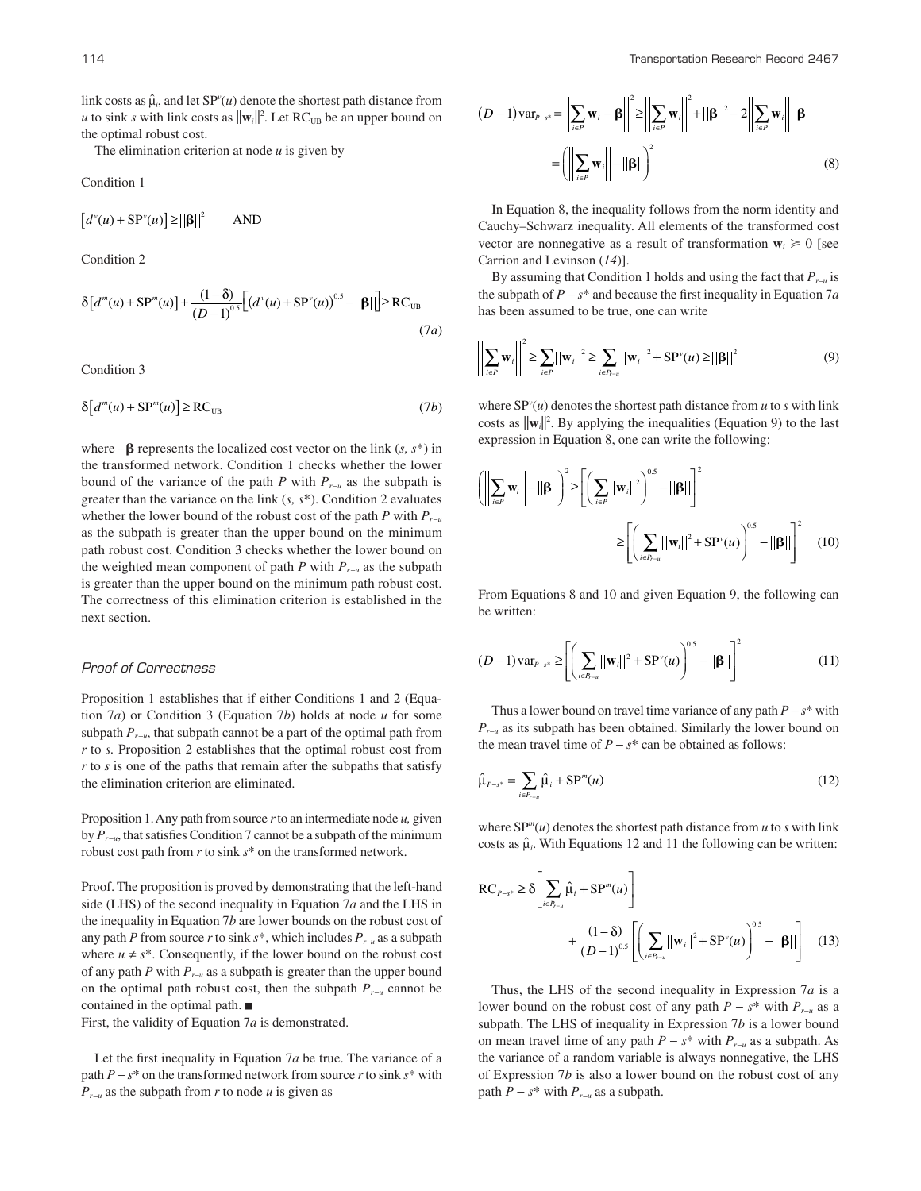link costs as $\hat{\mu}_i$, and let $\text{SP}^v(u)$ denote the shortest path distance from $u$ to sink $s$ with link costs as $\|\mathbf{w}_i\|^2$. Let $\text{RC}_{\text{UB}}$ be an upper bound on the optimal robust cost.

The elimination criterion at node $u$ is given by

Condition 1

$$\left[d^v(u) + \text{SP}^v(u)\right] \geq \|\boldsymbol{\beta}\|^2 \qquad \text{AND}$$

Condition 2

$$\delta\left[d^m(u) + \text{SP}^m(u)\right] + \frac{(1-\delta)}{(D-1)^{0.5}}\left[\left(d^v(u) + \text{SP}^v(u)\right)^{0.5} - \|\boldsymbol{\beta}\|\right] \geq \text{RC}_{\text{UB}} \tag{7a}$$

Condition 3

$$\delta\left[d^m(u) + \text{SP}^m(u)\right] \geq \text{RC}_{\text{UB}} \tag{7b}$$

where $-\boldsymbol{\beta}$ represents the localized cost vector on the link $(s, s^*)$ in the transformed network. Condition 1 checks whether the lower bound of the variance of the path $P$ with $P_{r-u}$ as the subpath is greater than the variance on the link $(s, s^*)$. Condition 2 evaluates whether the lower bound of the robust cost of the path $P$ with $P_{r-u}$ as the subpath is greater than the upper bound on the minimum path robust cost. Condition 3 checks whether the lower bound on the weighted mean component of path $P$ with $P_{r-u}$ as the subpath is greater than the upper bound on the minimum path robust cost. The correctness of this elimination criterion is established in the next section.

### *Proof of Correctness*

Proposition 1 establishes that if either Conditions 1 and 2 (Equation 7*a*) or Condition 3 (Equation 7*b*) holds at node $u$ for some subpath $P_{r-u}$, that subpath cannot be a part of the optimal path from $r$ to $s$. Proposition 2 establishes that the optimal robust cost from $r$ to $s$ is one of the paths that remain after the subpaths that satisfy the elimination criterion are eliminated.

Proposition 1. Any path from source $r$ to an intermediate node $u$, given by $P_{r-u}$, that satisfies Condition 7 cannot be a subpath of the minimum robust cost path from $r$ to sink $s^*$ on the transformed network.

Proof. The proposition is proved by demonstrating that the left-hand side (LHS) of the second inequality in Equation 7*a* and the LHS in the inequality in Equation 7*b* are lower bounds on the robust cost of any path $P$ from source $r$ to sink $s^*$, which includes $P_{r-u}$ as a subpath where $u \neq s^*$. Consequently, if the lower bound on the robust cost of any path $P$ with $P_{r-u}$ as a subpath is greater than the upper bound on the optimal path robust cost, then the subpath $P_{r-u}$ cannot be contained in the optimal path. ■

First, the validity of Equation 7*a* is demonstrated.

Let the first inequality in Equation 7*a* be true. The variance of a path $P-s^*$ on the transformed network from source $r$ to sink $s^*$ with $P_{r-u}$ as the subpath from $r$ to node $u$ is given as

$$(D-1)\,\text{var}_{P-s^*} = \left\|\sum_{i\in P}\mathbf{w}_i - \boldsymbol{\beta}\right\|^2 \geq \left\|\sum_{i\in P}\mathbf{w}_i\right\|^2 + \|\boldsymbol{\beta}\|^2 - 2\left\|\sum_{i\in P}\mathbf{w}_i\right\|\|\boldsymbol{\beta}\|$$
$$= \left(\left\|\sum_{i\in P}\mathbf{w}_i\right\| - \|\boldsymbol{\beta}\|\right)^2 \tag{8}$$

In Equation 8, the inequality follows from the norm identity and Cauchy–Schwarz inequality. All elements of the transformed cost vector are nonnegative as a result of transformation $\mathbf{w}_i \geqslant 0$ [see Carrion and Levinson (*14*)].

By assuming that Condition 1 holds and using the fact that $P_{r-u}$ is the subpath of $P-s^*$ and because the first inequality in Equation 7*a* has been assumed to be true, one can write

$$\left\|\sum_{i\in P}\mathbf{w}_i\right\|^2 \geq \sum_{i\in P}\|\mathbf{w}_i\|^2 \geq \sum_{i\in P_{r-u}}\|\mathbf{w}_i\|^2 + \text{SP}^v(u) \geq \|\boldsymbol{\beta}\|^2 \tag{9}$$

where $\text{SP}^v(u)$ denotes the shortest path distance from $u$ to $s$ with link costs as $\|\mathbf{w}_i\|^2$. By applying the inequalities (Equation 9) to the last expression in Equation 8, one can write the following:

$$\left(\left\|\sum_{i\in P}\mathbf{w}_i\right\| - \|\boldsymbol{\beta}\|\right)^2 \geq \left[\left(\sum_{i\in P}\|\mathbf{w}_i\|^2\right)^{0.5} - \|\boldsymbol{\beta}\|\right]^2$$
$$\geq \left[\left(\sum_{i\in P_{r-u}}\|\mathbf{w}_i\|^2 + \text{SP}^v(u)\right)^{0.5} - \|\boldsymbol{\beta}\|\right]^2 \tag{10}$$

From Equations 8 and 10 and given Equation 9, the following can be written:

$$(D-1)\,\text{var}_{P-s^*} \geq \left[\left(\sum_{i\in P_{r-u}}\|\mathbf{w}_i\|^2 + \text{SP}^v(u)\right)^{0.5} - \|\boldsymbol{\beta}\|\right]^2 \tag{11}$$

Thus a lower bound on travel time variance of any path $P-s^*$ with $P_{r-u}$ as its subpath has been obtained. Similarly the lower bound on the mean travel time of $P-s^*$ can be obtained as follows:

$$\hat{\mu}_{P-s^*} = \sum_{i\in P_{r-u}}\hat{\mu}_i + \text{SP}^m(u) \tag{12}$$

where $\text{SP}^m(u)$ denotes the shortest path distance from $u$ to $s$ with link costs as $\hat{\mu}_i$. With Equations 12 and 11 the following can be written:

$$\text{RC}_{P-s^*} \geq \delta\left[\sum_{i\in P_{r-u}}\hat{\mu}_i + \text{SP}^m(u)\right]$$
$$+ \frac{(1-\delta)}{(D-1)^{0.5}}\left[\left(\sum_{i\in P_{r-u}}\|\mathbf{w}_i\|^2 + \text{SP}^v(u)\right)^{0.5} - \|\boldsymbol{\beta}\|\right] \tag{13}$$

Thus, the LHS of the second inequality in Expression 7*a* is a lower bound on the robust cost of any path $P-s^*$ with $P_{r-u}$ as a subpath. The LHS of inequality in Expression 7*b* is a lower bound on mean travel time of any path $P-s^*$ with $P_{r-u}$ as a subpath. As the variance of a random variable is always nonnegative, the LHS of Expression 7*b* is also a lower bound on the robust cost of any path $P-s^*$ with $P_{r-u}$ as a subpath.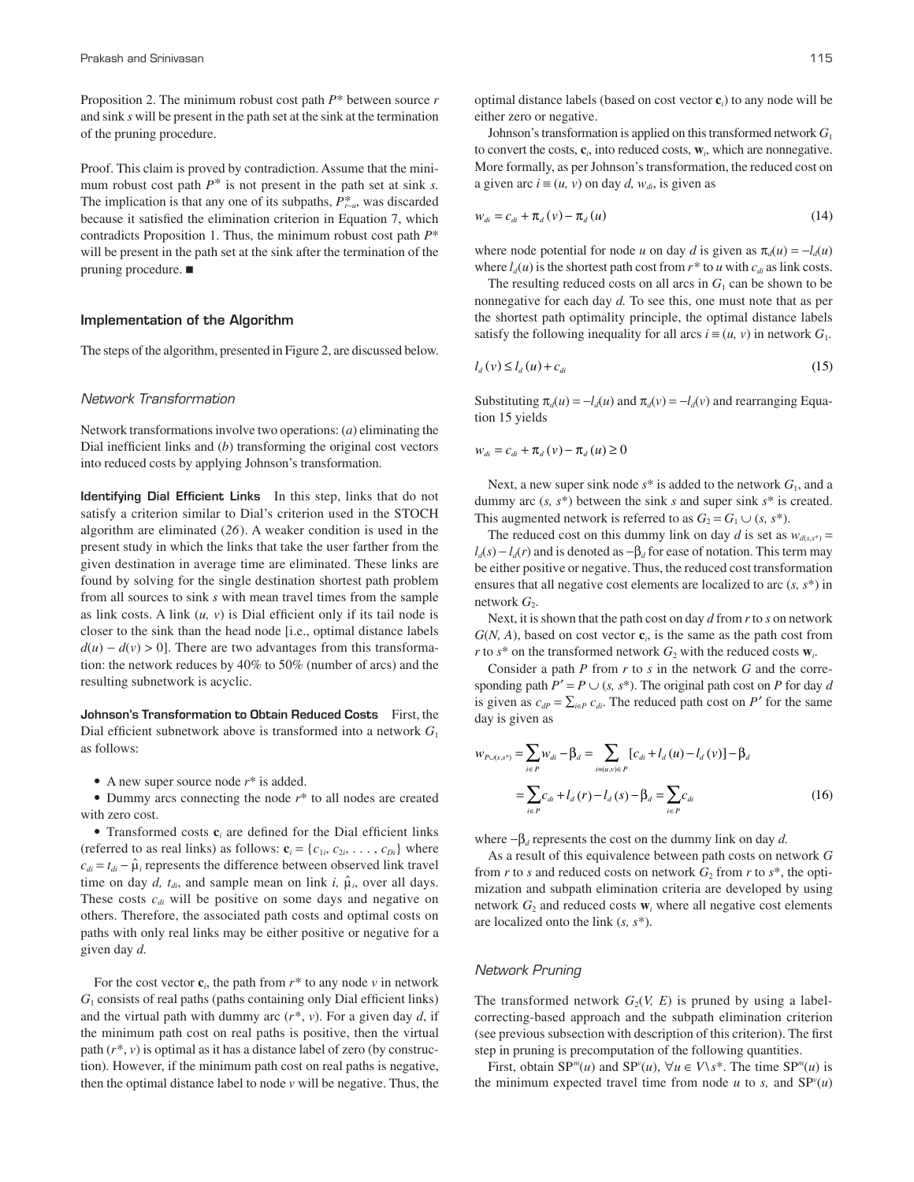Proposition 2. The minimum robust cost path $P^*$ between source $r$ and sink $s$ will be present in the path set at the sink at the termination of the pruning procedure.

Proof. This claim is proved by contradiction. Assume that the minimum robust cost path $P^*$ is not present in the path set at sink $s$. The implication is that any one of its subpaths, $P^*_{r-u}$, was discarded because it satisfied the elimination criterion in Equation 7, which contradicts Proposition 1. Thus, the minimum robust cost path $P^*$ will be present in the path set at the sink after the termination of the pruning procedure. ■

## Implementation of the Algorithm

The steps of the algorithm, presented in Figure 2, are discussed below.

### Network Transformation

Network transformations involve two operations: (*a*) eliminating the Dial inefficient links and (*b*) transforming the original cost vectors into reduced costs by applying Johnson's transformation.

**Identifying Dial Efficient Links** In this step, links that do not satisfy a criterion similar to Dial's criterion used in the STOCH algorithm are eliminated (*26*). A weaker condition is used in the present study in which the links that take the user farther from the given destination in average time are eliminated. These links are found by solving for the single destination shortest path problem from all sources to sink $s$ with mean travel times from the sample as link costs. A link $(u, v)$ is Dial efficient only if its tail node is closer to the sink than the head node [i.e., optimal distance labels $d(u) - d(v) > 0$]. There are two advantages from this transformation: the network reduces by 40% to 50% (number of arcs) and the resulting subnetwork is acyclic.

**Johnson's Transformation to Obtain Reduced Costs** First, the Dial efficient subnetwork above is transformed into a network $G_1$ as follows:

- A new super source node $r^*$ is added.
- Dummy arcs connecting the node $r^*$ to all nodes are created with zero cost.
- Transformed costs $\mathbf{c}_i$ are defined for the Dial efficient links (referred to as real links) as follows: $\mathbf{c}_i = \{c_{1i}, c_{2i}, \ldots, c_{Di}\}$ where $c_{di} = t_{di} - \hat{\mu}_i$ represents the difference between observed link travel time on day $d$, $t_{di}$, and sample mean on link $i$, $\hat{\mu}_i$, over all days. These costs $c_{di}$ will be positive on some days and negative on others. Therefore, the associated path costs and optimal costs on paths with only real links may be either positive or negative for a given day $d$.

For the cost vector $\mathbf{c}_i$, the path from $r^*$ to any node $v$ in network $G_1$ consists of real paths (paths containing only Dial efficient links) and the virtual path with dummy arc $(r^*, v)$. For a given day $d$, if the minimum path cost on real paths is positive, then the virtual path $(r^*, v)$ is optimal as it has a distance label of zero (by construction). However, if the minimum path cost on real paths is negative, then the optimal distance label to node $v$ will be negative. Thus, the optimal distance labels (based on cost vector $\mathbf{c}_i$) to any node will be either zero or negative.

Johnson's transformation is applied on this transformed network $G_1$ to convert the costs, $\mathbf{c}_i$, into reduced costs, $\mathbf{w}_i$, which are nonnegative. More formally, as per Johnson's transformation, the reduced cost on a given arc $i \equiv (u, v)$ on day $d$, $w_{di}$, is given as

$$w_{di} = c_{di} + \pi_d(v) - \pi_d(u) \tag{14}$$

where node potential for node $u$ on day $d$ is given as $\pi_d(u) = -l_d(u)$ where $l_d(u)$ is the shortest path cost from $r^*$ to $u$ with $c_{di}$ as link costs.

The resulting reduced costs on all arcs in $G_1$ can be shown to be nonnegative for each day $d$. To see this, one must note that as per the shortest path optimality principle, the optimal distance labels satisfy the following inequality for all arcs $i \equiv (u, v)$ in network $G_1$.

$$l_d(v) \leq l_d(u) + c_{di} \tag{15}$$

Substituting $\pi_d(u) = -l_d(u)$ and $\pi_d(v) = -l_d(v)$ and rearranging Equation 15 yields

$$w_{di} = c_{di} + \pi_d(v) - \pi_d(u) \geq 0$$

Next, a new super sink node $s^*$ is added to the network $G_1$, and a dummy arc $(s, s^*)$ between the sink $s$ and super sink $s^*$ is created. This augmented network is referred to as $G_2 = G_1 \cup (s, s^*)$.

The reduced cost on this dummy link on day $d$ is set as $w_{d(s,s^*)} = l_d(s) - l_d(r)$ and is denoted as $-\beta_d$ for ease of notation. This term may be either positive or negative. Thus, the reduced cost transformation ensures that all negative cost elements are localized to arc $(s, s^*)$ in network $G_2$.

Next, it is shown that the path cost on day $d$ from $r$ to $s$ on network $G(N, A)$, based on cost vector $\mathbf{c}_i$, is the same as the path cost from $r$ to $s^*$ on the transformed network $G_2$ with the reduced costs $\mathbf{w}_i$.

Consider a path $P$ from $r$ to $s$ in the network $G$ and the corresponding path $P' = P \cup (s, s^*)$. The original path cost on $P$ for day $d$ is given as $c_{dP} = \sum_{i \in P} c_{di}$. The reduced path cost on $P'$ for the same day is given as

$$\begin{aligned} w_{P \cup (s,s^*)} &= \sum_{i \in P} w_{di} - \beta_d = \sum_{i \equiv (u,v) \in P} [c_{di} + l_d(u) - l_d(v)] - \beta_d \\ &= \sum_{i \in P} c_{di} + l_d(r) - l_d(s) - \beta_d = \sum_{i \in P} c_{di} \end{aligned} \tag{16}$$

where $-\beta_d$ represents the cost on the dummy link on day $d$.

As a result of this equivalence between path costs on network $G$ from $r$ to $s$ and reduced costs on network $G_2$ from $r$ to $s^*$, the optimization and subpath elimination criteria are developed by using network $G_2$ and reduced costs $\mathbf{w}_i$ where all negative cost elements are localized onto the link $(s, s^*)$.

### Network Pruning

The transformed network $G_2(V, E)$ is pruned by using a label-correcting-based approach and the subpath elimination criterion (see previous subsection with description of this criterion). The first step in pruning is precomputation of the following quantities.

First, obtain $\text{SP}^m(u)$ and $\text{SP}^v(u)$, $\forall u \in V \backslash s^*$. The time $\text{SP}^m(u)$ is the minimum expected travel time from node $u$ to $s$, and $\text{SP}^v(u)$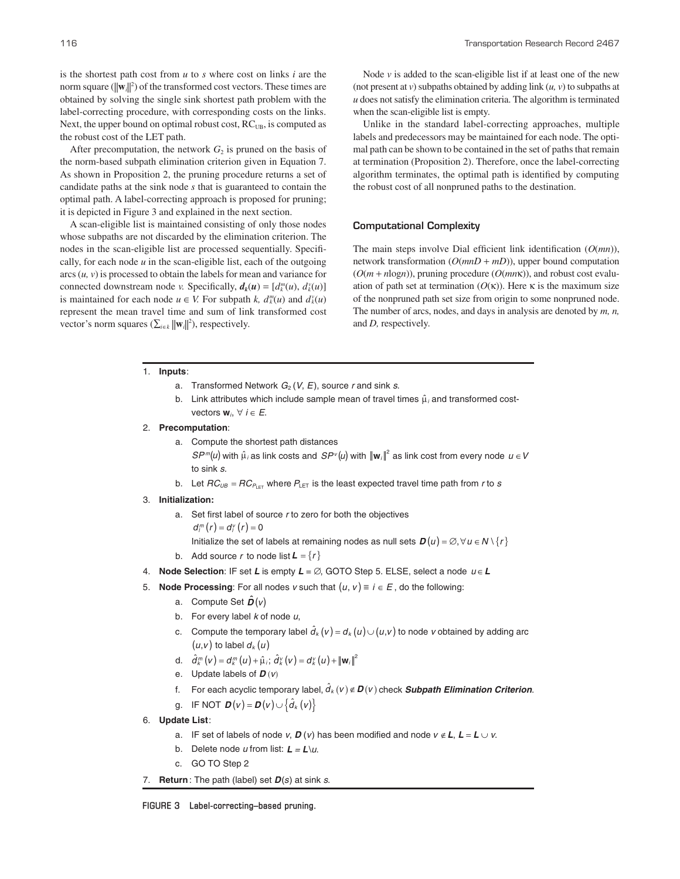is the shortest path cost from $u$ to $s$ where cost on links $i$ are the norm square ($\|\mathbf{w}_i\|^2$) of the transformed cost vectors. These times are obtained by solving the single sink shortest path problem with the label-correcting procedure, with corresponding costs on the links. Next, the upper bound on optimal robust cost, $RC_{UB}$, is computed as the robust cost of the LET path.

After precomputation, the network $G_2$ is pruned on the basis of the norm-based subpath elimination criterion given in Equation 7. As shown in Proposition 2, the pruning procedure returns a set of candidate paths at the sink node $s$ that is guaranteed to contain the optimal path. A label-correcting approach is proposed for pruning; it is depicted in Figure 3 and explained in the next section.

A scan-eligible list is maintained consisting of only those nodes whose subpaths are not discarded by the elimination criterion. The nodes in the scan-eligible list are processed sequentially. Specifically, for each node $u$ in the scan-eligible list, each of the outgoing arcs $(u, v)$ is processed to obtain the labels for mean and variance for connected downstream node $v$. Specifically, $\mathbf{d}_k(\mathbf{u}) = [d_k^m(u), d_k^v(u)]$ is maintained for each node $u \in V$. For subpath $k$, $d_k^m(u)$ and $d_k^v(u)$ represent the mean travel time and sum of link transformed cost vector's norm squares ($\sum_{i \in k} \|\mathbf{w}_i\|^2$), respectively.

Node $v$ is added to the scan-eligible list if at least one of the new (not present at $v$) subpaths obtained by adding link $(u, v)$ to subpaths at $u$ does not satisfy the elimination criteria. The algorithm is terminated when the scan-eligible list is empty.

Unlike in the standard label-correcting approaches, multiple labels and predecessors may be maintained for each node. The optimal path can be shown to be contained in the set of paths that remain at termination (Proposition 2). Therefore, once the label-correcting algorithm terminates, the optimal path is identified by computing the robust cost of all nonpruned paths to the destination.

### Computational Complexity

The main steps involve Dial efficient link identification ($O(mn)$), network transformation ($O(mnD + mD)$), upper bound computation ($O(m + n\log n)$), pruning procedure ($O(mn\kappa)$), and robust cost evaluation of path set at termination ($O(\kappa)$). Here $\kappa$ is the maximum size of the nonpruned path set size from origin to some nonpruned node. The number of arcs, nodes, and days in analysis are denoted by $m$, $n$, and $D$, respectively.

1. **Inputs**:
   a. Transformed Network $G_2(V, E)$, source $r$ and sink $s$.
   b. Link attributes which include sample mean of travel times $\hat{\mu}_i$ and transformed cost-vectors $\mathbf{w}_i$, $\forall\, i \in E$.
2. **Precomputation**:
   a. Compute the shortest path distances $SP^m(u)$ with $\hat{\mu}_i$ as link costs and $SP^v(u)$ with $\|\mathbf{w}_i\|^2$ as link cost from every node $u \in V$ to sink $s$.
   b. Let $RC_{UB} = RC_{P_{\text{LET}}}$ where $P_{\text{LET}}$ is the least expected travel time path from $r$ to $s$
3. **Initialization:**
   a. Set first label of source $r$ to zero for both the objectives $d_l^m(r) = d_l^v(r) = 0$
      Initialize the set of labels at remaining nodes as null sets $\boldsymbol{D}(u) = \varnothing, \forall u \in N \setminus \{r\}$
   b. Add source $r$ to node list $\boldsymbol{L} = \{r\}$
4. **Node Selection**: IF set $\boldsymbol{L}$ is empty $\boldsymbol{L} = \varnothing$, GOTO Step 5. ELSE, select a node $u \in \boldsymbol{L}$
5. **Node Processing**: For all nodes $v$ such that $(u, v) \equiv i \in E$, do the following:
   a. Compute Set $\hat{\boldsymbol{D}}(v)$
   b. For every label $k$ of node $u$,
   c. Compute the temporary label $\hat{d}_k(v) = d_k(u) \cup (u,v)$ to node $v$ obtained by adding arc $(u,v)$ to label $d_k(u)$
   d. $\hat{d}_k^m(v) = d_k^m(u) + \hat{\mu}_i$; $\hat{d}_k^v(v) = d_k^v(u) + \|\mathbf{w}_i\|^2$
   e. Update labels of $\boldsymbol{D}(v)$
   f. For each acyclic temporary label, $\hat{d}_k(v) \notin \boldsymbol{D}(v)$ check ***Subpath Elimination Criterion***.
   g. IF NOT $\boldsymbol{D}(v) = \boldsymbol{D}(v) \cup \{\hat{d}_k(v)\}$
6. **Update List**:
   a. IF set of labels of node $v$, $\boldsymbol{D}(v)$ has been modified and node $v \notin \boldsymbol{L}$, $\boldsymbol{L} = \boldsymbol{L} \cup v$.
   b. Delete node $u$ from list: $\boldsymbol{L} = \boldsymbol{L} \setminus u$.
   c. GO TO Step 2
7. **Return**: The path (label) set $\boldsymbol{D}(s)$ at sink $s$.

FIGURE 3 Label-correcting–based pruning.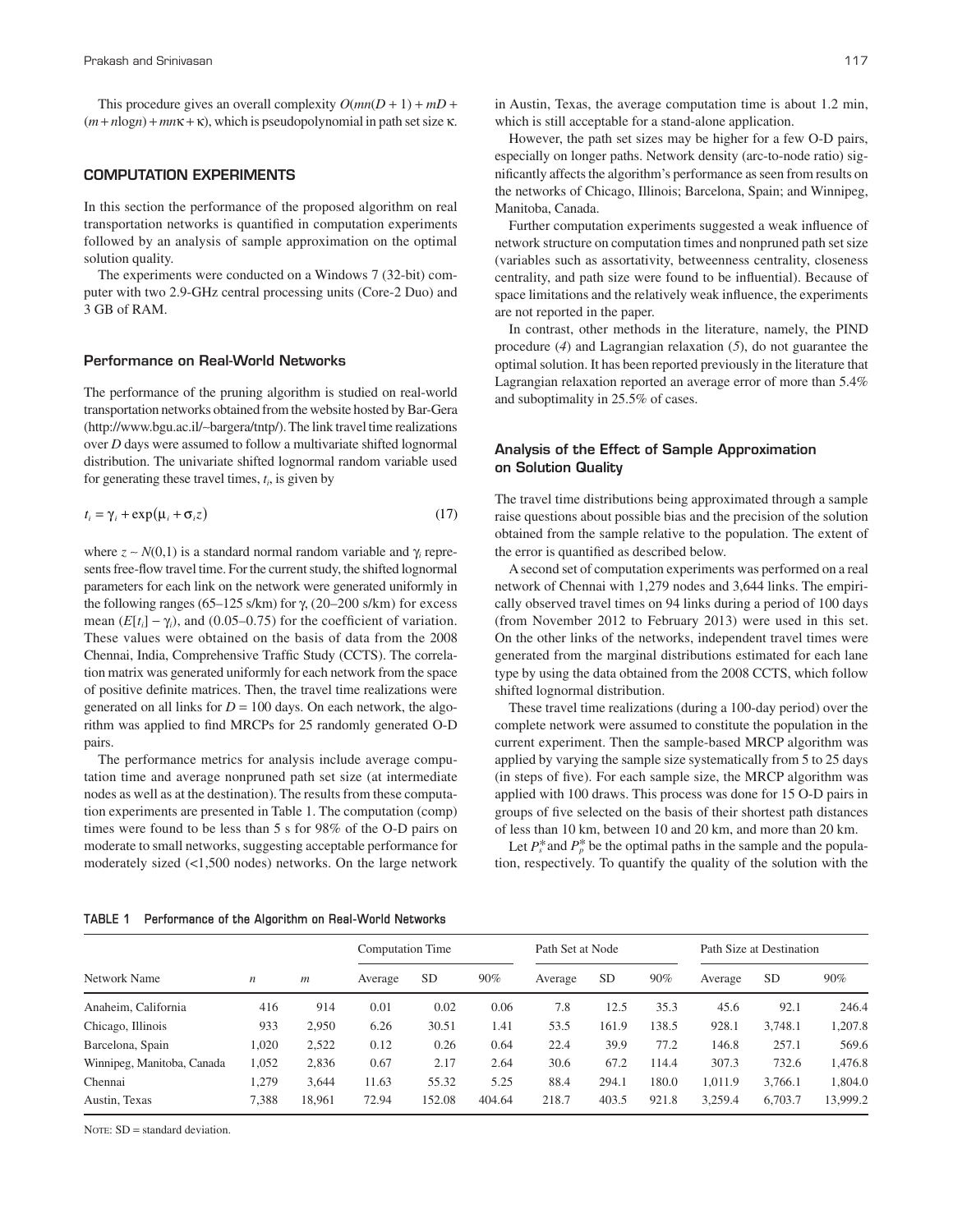This procedure gives an overall complexity $O(mn(D+1) + mD + (m + n\log n) + mn\kappa + \kappa)$, which is pseudopolynomial in path set size $\kappa$.

## COMPUTATION EXPERIMENTS

In this section the performance of the proposed algorithm on real transportation networks is quantified in computation experiments followed by an analysis of sample approximation on the optimal solution quality.

The experiments were conducted on a Windows 7 (32-bit) computer with two 2.9-GHz central processing units (Core-2 Duo) and 3 GB of RAM.

### Performance on Real-World Networks

The performance of the pruning algorithm is studied on real-world transportation networks obtained from the website hosted by Bar-Gera (http://www.bgu.ac.il/~bargera/tntp/). The link travel time realizations over $D$ days were assumed to follow a multivariate shifted lognormal distribution. The univariate shifted lognormal random variable used for generating these travel times, $t_i$, is given by

$$t_i = \gamma_i + \exp(\mu_i + \sigma_i z) \tag{17}$$

where $z \sim N(0,1)$ is a standard normal random variable and $\gamma_i$ represents free-flow travel time. For the current study, the shifted lognormal parameters for each link on the network were generated uniformly in the following ranges (65–125 s/km) for $\gamma$, (20–200 s/km) for excess mean ($E[t_i] - \gamma_i$), and (0.05–0.75) for the coefficient of variation. These values were obtained on the basis of data from the 2008 Chennai, India, Comprehensive Traffic Study (CCTS). The correlation matrix was generated uniformly for each network from the space of positive definite matrices. Then, the travel time realizations were generated on all links for $D = 100$ days. On each network, the algorithm was applied to find MRCPs for 25 randomly generated O-D pairs.

The performance metrics for analysis include average computation time and average nonpruned path set size (at intermediate nodes as well as at the destination). The results from these computation experiments are presented in Table 1. The computation (comp) times were found to be less than 5 s for 98% of the O-D pairs on moderate to small networks, suggesting acceptable performance for moderately sized (<1,500 nodes) networks. On the large network in Austin, Texas, the average computation time is about 1.2 min, which is still acceptable for a stand-alone application.

However, the path set sizes may be higher for a few O-D pairs, especially on longer paths. Network density (arc-to-node ratio) significantly affects the algorithm's performance as seen from results on the networks of Chicago, Illinois; Barcelona, Spain; and Winnipeg, Manitoba, Canada.

Further computation experiments suggested a weak influence of network structure on computation times and nonpruned path set size (variables such as assortativity, betweenness centrality, closeness centrality, and path size were found to be influential). Because of space limitations and the relatively weak influence, the experiments are not reported in the paper.

In contrast, other methods in the literature, namely, the PIND procedure (*4*) and Lagrangian relaxation (*5*), do not guarantee the optimal solution. It has been reported previously in the literature that Lagrangian relaxation reported an average error of more than 5.4% and suboptimality in 25.5% of cases.

### Analysis of the Effect of Sample Approximation on Solution Quality

The travel time distributions being approximated through a sample raise questions about possible bias and the precision of the solution obtained from the sample relative to the population. The extent of the error is quantified as described below.

A second set of computation experiments was performed on a real network of Chennai with 1,279 nodes and 3,644 links. The empirically observed travel times on 94 links during a period of 100 days (from November 2012 to February 2013) were used in this set. On the other links of the networks, independent travel times were generated from the marginal distributions estimated for each lane type by using the data obtained from the 2008 CCTS, which follow shifted lognormal distribution.

These travel time realizations (during a 100-day period) over the complete network were assumed to constitute the population in the current experiment. Then the sample-based MRCP algorithm was applied by varying the sample size systematically from 5 to 25 days (in steps of five). For each sample size, the MRCP algorithm was applied with 100 draws. This process was done for 15 O-D pairs in groups of five selected on the basis of their shortest path distances of less than 10 km, between 10 and 20 km, and more than 20 km.

Let $P_s^*$ and $P_p^*$ be the optimal paths in the sample and the population, respectively. To quantify the quality of the solution with the

**TABLE 1 Performance of the Algorithm on Real-World Networks**

| Network Name | $n$ | $m$ | Computation Time | | | Path Set at Node | | | Path Size at Destination | | |
|---|---|---|---|---|---|---|---|---|---|---|---|
| | | | Average | SD | 90% | Average | SD | 90% | Average | SD | 90% |
| Anaheim, California | 416 | 914 | 0.01 | 0.02 | 0.06 | 7.8 | 12.5 | 35.3 | 45.6 | 92.1 | 246.4 |
| Chicago, Illinois | 933 | 2,950 | 6.26 | 30.51 | 1.41 | 53.5 | 161.9 | 138.5 | 928.1 | 3,748.1 | 1,207.8 |
| Barcelona, Spain | 1,020 | 2,522 | 0.12 | 0.26 | 0.64 | 22.4 | 39.9 | 77.2 | 146.8 | 257.1 | 569.6 |
| Winnipeg, Manitoba, Canada | 1,052 | 2,836 | 0.67 | 2.17 | 2.64 | 30.6 | 67.2 | 114.4 | 307.3 | 732.6 | 1,476.8 |
| Chennai | 1,279 | 3,644 | 11.63 | 55.32 | 5.25 | 88.4 | 294.1 | 180.0 | 1,011.9 | 3,766.1 | 1,804.0 |
| Austin, Texas | 7,388 | 18,961 | 72.94 | 152.08 | 404.64 | 218.7 | 403.5 | 921.8 | 3,259.4 | 6,703.7 | 13,999.2 |

NOTE: SD = standard deviation.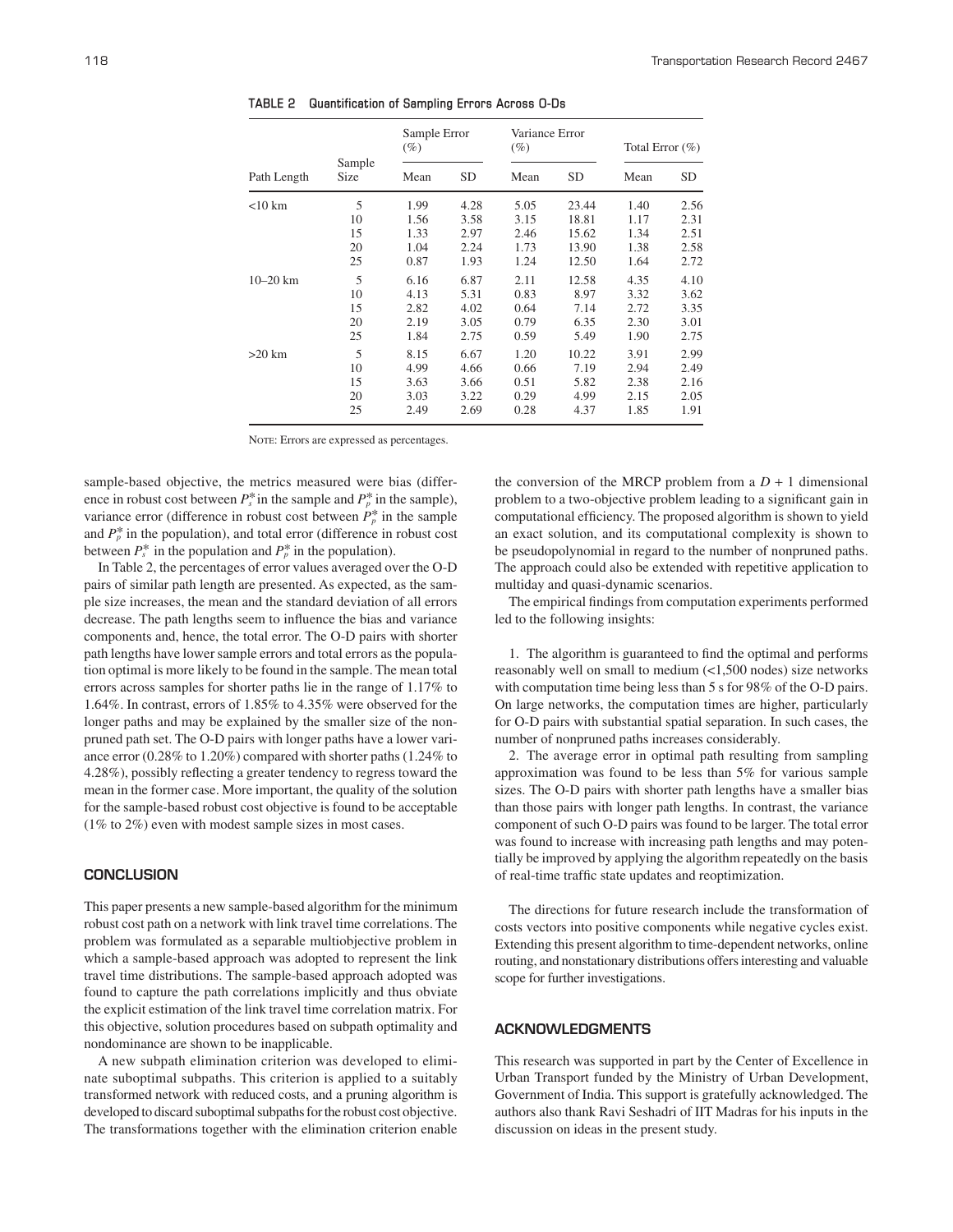TABLE 2 Quantification of Sampling Errors Across O-Ds

| Path Length | Sample Size | Sample Error (%) | | Variance Error (%) | | Total Error (%) | |
|---|---|---|---|---|---|---|---|
| | | Mean | SD | Mean | SD | Mean | SD |
| <10 km | 5 | 1.99 | 4.28 | 5.05 | 23.44 | 1.40 | 2.56 |
| | 10 | 1.56 | 3.58 | 3.15 | 18.81 | 1.17 | 2.31 |
| | 15 | 1.33 | 2.97 | 2.46 | 15.62 | 1.34 | 2.51 |
| | 20 | 1.04 | 2.24 | 1.73 | 13.90 | 1.38 | 2.58 |
| | 25 | 0.87 | 1.93 | 1.24 | 12.50 | 1.64 | 2.72 |
| 10–20 km | 5 | 6.16 | 6.87 | 2.11 | 12.58 | 4.35 | 4.10 |
| | 10 | 4.13 | 5.31 | 0.83 | 8.97 | 3.32 | 3.62 |
| | 15 | 2.82 | 4.02 | 0.64 | 7.14 | 2.72 | 3.35 |
| | 20 | 2.19 | 3.05 | 0.79 | 6.35 | 2.30 | 3.01 |
| | 25 | 1.84 | 2.75 | 0.59 | 5.49 | 1.90 | 2.75 |
| >20 km | 5 | 8.15 | 6.67 | 1.20 | 10.22 | 3.91 | 2.99 |
| | 10 | 4.99 | 4.66 | 0.66 | 7.19 | 2.94 | 2.49 |
| | 15 | 3.63 | 3.66 | 0.51 | 5.82 | 2.38 | 2.16 |
| | 20 | 3.03 | 3.22 | 0.29 | 4.99 | 2.15 | 2.05 |
| | 25 | 2.49 | 2.69 | 0.28 | 4.37 | 1.85 | 1.91 |

NOTE: Errors are expressed as percentages.

sample-based objective, the metrics measured were bias (difference in robust cost between $P_s^*$ in the sample and $P_p^*$ in the sample), variance error (difference in robust cost between $P_p^*$ in the sample and $P_p^*$ in the population), and total error (difference in robust cost between $P_s^*$ in the population and $P_p^*$ in the population).

In Table 2, the percentages of error values averaged over the O-D pairs of similar path length are presented. As expected, as the sample size increases, the mean and the standard deviation of all errors decrease. The path lengths seem to influence the bias and variance components and, hence, the total error. The O-D pairs with shorter path lengths have lower sample errors and total errors as the population optimal is more likely to be found in the sample. The mean total errors across samples for shorter paths lie in the range of 1.17% to 1.64%. In contrast, errors of 1.85% to 4.35% were observed for the longer paths and may be explained by the smaller size of the nonpruned path set. The O-D pairs with longer paths have a lower variance error (0.28% to 1.20%) compared with shorter paths (1.24% to 4.28%), possibly reflecting a greater tendency to regress toward the mean in the former case. More important, the quality of the solution for the sample-based robust cost objective is found to be acceptable (1% to 2%) even with modest sample sizes in most cases.

## CONCLUSION

This paper presents a new sample-based algorithm for the minimum robust cost path on a network with link travel time correlations. The problem was formulated as a separable multiobjective problem in which a sample-based approach was adopted to represent the link travel time distributions. The sample-based approach adopted was found to capture the path correlations implicitly and thus obviate the explicit estimation of the link travel time correlation matrix. For this objective, solution procedures based on subpath optimality and nondominance are shown to be inapplicable.

A new subpath elimination criterion was developed to eliminate suboptimal subpaths. This criterion is applied to a suitably transformed network with reduced costs, and a pruning algorithm is developed to discard suboptimal subpaths for the robust cost objective. The transformations together with the elimination criterion enable the conversion of the MRCP problem from a $D + 1$ dimensional problem to a two-objective problem leading to a significant gain in computational efficiency. The proposed algorithm is shown to yield an exact solution, and its computational complexity is shown to be pseudopolynomial in regard to the number of nonpruned paths. The approach could also be extended with repetitive application to multiday and quasi-dynamic scenarios.

The empirical findings from computation experiments performed led to the following insights:

1. The algorithm is guaranteed to find the optimal and performs reasonably well on small to medium (<1,500 nodes) size networks with computation time being less than 5 s for 98% of the O-D pairs. On large networks, the computation times are higher, particularly for O-D pairs with substantial spatial separation. In such cases, the number of nonpruned paths increases considerably.
2. The average error in optimal path resulting from sampling approximation was found to be less than 5% for various sample sizes. The O-D pairs with shorter path lengths have a smaller bias than those pairs with longer path lengths. In contrast, the variance component of such O-D pairs was found to be larger. The total error was found to increase with increasing path lengths and may potentially be improved by applying the algorithm repeatedly on the basis of real-time traffic state updates and reoptimization.

The directions for future research include the transformation of costs vectors into positive components while negative cycles exist. Extending this present algorithm to time-dependent networks, online routing, and nonstationary distributions offers interesting and valuable scope for further investigations.

## ACKNOWLEDGMENTS

This research was supported in part by the Center of Excellence in Urban Transport funded by the Ministry of Urban Development, Government of India. This support is gratefully acknowledged. The authors also thank Ravi Seshadri of IIT Madras for his inputs in the discussion on ideas in the present study.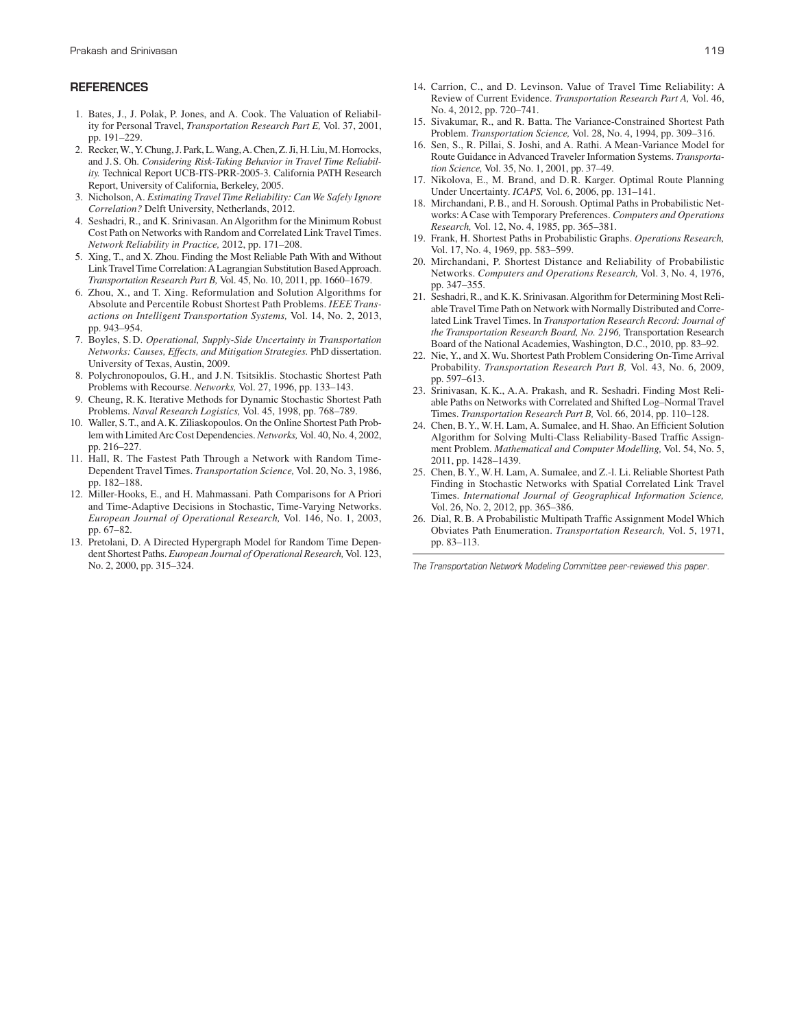## REFERENCES

1. Bates, J., J. Polak, P. Jones, and A. Cook. The Valuation of Reliability for Personal Travel, *Transportation Research Part E,* Vol. 37, 2001, pp. 191–229.
2. Recker, W., Y. Chung, J. Park, L. Wang, A. Chen, Z. Ji, H. Liu, M. Horrocks, and J. S. Oh. *Considering Risk-Taking Behavior in Travel Time Reliability.* Technical Report UCB-ITS-PRR-2005-3. California PATH Research Report, University of California, Berkeley, 2005.
3. Nicholson, A. *Estimating Travel Time Reliability: Can We Safely Ignore Correlation?* Delft University, Netherlands, 2012.
4. Seshadri, R., and K. Srinivasan. An Algorithm for the Minimum Robust Cost Path on Networks with Random and Correlated Link Travel Times. *Network Reliability in Practice,* 2012, pp. 171–208.
5. Xing, T., and X. Zhou. Finding the Most Reliable Path With and Without Link Travel Time Correlation: A Lagrangian Substitution Based Approach. *Transportation Research Part B,* Vol. 45, No. 10, 2011, pp. 1660–1679.
6. Zhou, X., and T. Xing. Reformulation and Solution Algorithms for Absolute and Percentile Robust Shortest Path Problems. *IEEE Transactions on Intelligent Transportation Systems,* Vol. 14, No. 2, 2013, pp. 943–954.
7. Boyles, S. D. *Operational, Supply-Side Uncertainty in Transportation Networks: Causes, Effects, and Mitigation Strategies.* PhD dissertation. University of Texas, Austin, 2009.
8. Polychronopoulos, G. H., and J. N. Tsitsiklis. Stochastic Shortest Path Problems with Recourse. *Networks,* Vol. 27, 1996, pp. 133–143.
9. Cheung, R. K. Iterative Methods for Dynamic Stochastic Shortest Path Problems. *Naval Research Logistics,* Vol. 45, 1998, pp. 768–789.
10. Waller, S. T., and A. K. Ziliaskopoulos. On the Online Shortest Path Problem with Limited Arc Cost Dependencies. *Networks,* Vol. 40, No. 4, 2002, pp. 216–227.
11. Hall, R. The Fastest Path Through a Network with Random Time-Dependent Travel Times. *Transportation Science,* Vol. 20, No. 3, 1986, pp. 182–188.
12. Miller-Hooks, E., and H. Mahmassani. Path Comparisons for A Priori and Time-Adaptive Decisions in Stochastic, Time-Varying Networks. *European Journal of Operational Research,* Vol. 146, No. 1, 2003, pp. 67–82.
13. Pretolani, D. A Directed Hypergraph Model for Random Time Dependent Shortest Paths. *European Journal of Operational Research,* Vol. 123, No. 2, 2000, pp. 315–324.
14. Carrion, C., and D. Levinson. Value of Travel Time Reliability: A Review of Current Evidence. *Transportation Research Part A,* Vol. 46, No. 4, 2012, pp. 720–741.
15. Sivakumar, R., and R. Batta. The Variance-Constrained Shortest Path Problem. *Transportation Science,* Vol. 28, No. 4, 1994, pp. 309–316.
16. Sen, S., R. Pillai, S. Joshi, and A. Rathi. A Mean-Variance Model for Route Guidance in Advanced Traveler Information Systems. *Transportation Science,* Vol. 35, No. 1, 2001, pp. 37–49.
17. Nikolova, E., M. Brand, and D. R. Karger. Optimal Route Planning Under Uncertainty. *ICAPS,* Vol. 6, 2006, pp. 131–141.
18. Mirchandani, P. B., and H. Soroush. Optimal Paths in Probabilistic Networks: A Case with Temporary Preferences. *Computers and Operations Research,* Vol. 12, No. 4, 1985, pp. 365–381.
19. Frank, H. Shortest Paths in Probabilistic Graphs. *Operations Research,* Vol. 17, No. 4, 1969, pp. 583–599.
20. Mirchandani, P. Shortest Distance and Reliability of Probabilistic Networks. *Computers and Operations Research,* Vol. 3, No. 4, 1976, pp. 347–355.
21. Seshadri, R., and K. K. Srinivasan. Algorithm for Determining Most Reliable Travel Time Path on Network with Normally Distributed and Correlated Link Travel Times. In *Transportation Research Record: Journal of the Transportation Research Board, No. 2196,* Transportation Research Board of the National Academies, Washington, D.C., 2010, pp. 83–92.
22. Nie, Y., and X. Wu. Shortest Path Problem Considering On-Time Arrival Probability. *Transportation Research Part B,* Vol. 43, No. 6, 2009, pp. 597–613.
23. Srinivasan, K. K., A. A. Prakash, and R. Seshadri. Finding Most Reliable Paths on Networks with Correlated and Shifted Log–Normal Travel Times. *Transportation Research Part B,* Vol. 66, 2014, pp. 110–128.
24. Chen, B. Y., W. H. Lam, A. Sumalee, and H. Shao. An Efficient Solution Algorithm for Solving Multi-Class Reliability-Based Traffic Assignment Problem. *Mathematical and Computer Modelling,* Vol. 54, No. 5, 2011, pp. 1428–1439.
25. Chen, B. Y., W. H. Lam, A. Sumalee, and Z.-l. Li. Reliable Shortest Path Finding in Stochastic Networks with Spatial Correlated Link Travel Times. *International Journal of Geographical Information Science,* Vol. 26, No. 2, 2012, pp. 365–386.
26. Dial, R. B. A Probabilistic Multipath Traffic Assignment Model Which Obviates Path Enumeration. *Transportation Research,* Vol. 5, 1971, pp. 83–113.

*The Transportation Network Modeling Committee peer-reviewed this paper.*